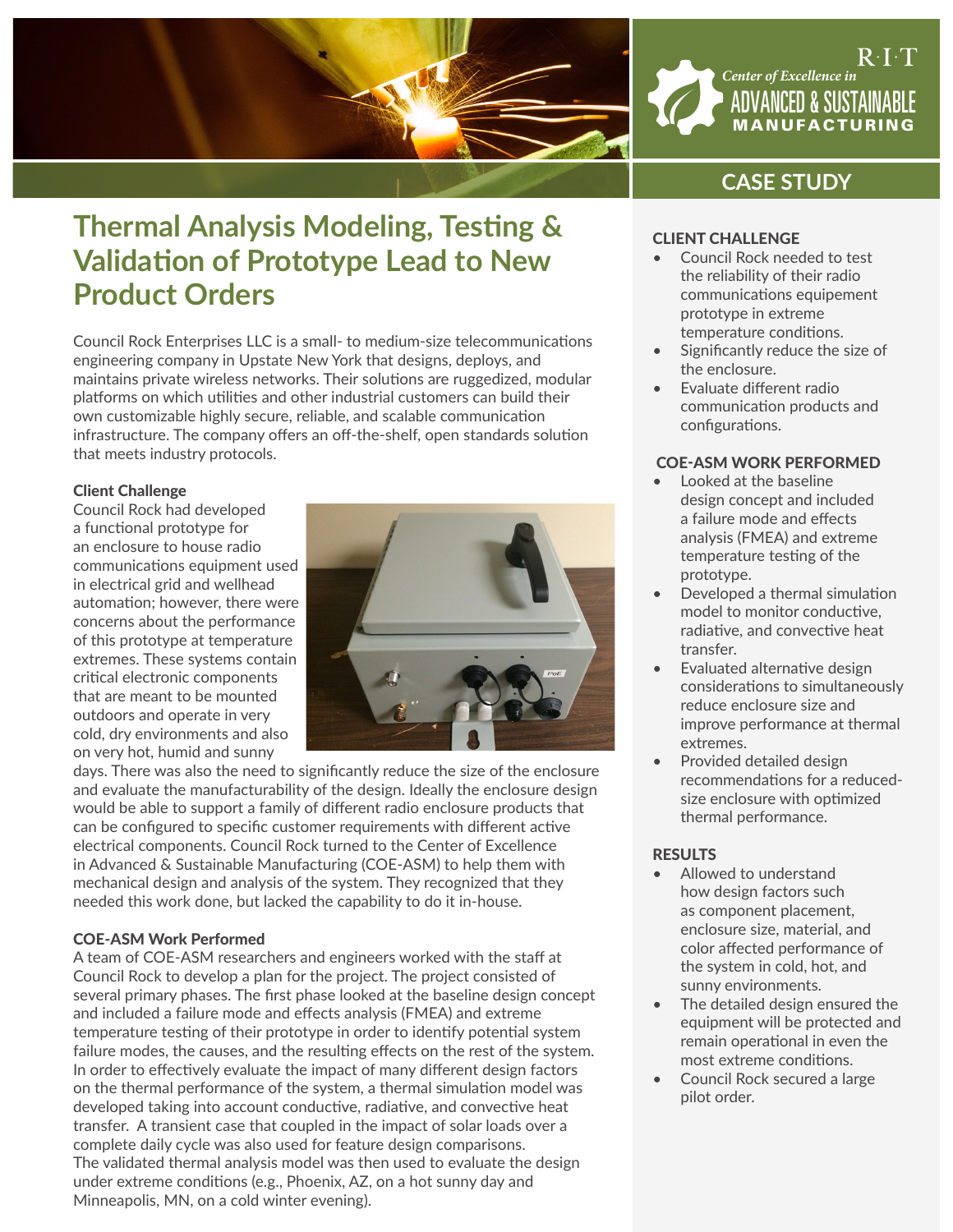R·I·T

Center of Excellence in ADVANCED & SUSTAINABLE MANUFACTURING

CASE STUDY

# Thermal Analysis Modeling, Testing & Validation of Prototype Lead to New Product Orders

Council Rock Enterprises LLC is a small- to medium-size telecommunications engineering company in Upstate New York that designs, deploys, and maintains private wireless networks. Their solutions are ruggedized, modular platforms on which utilities and other industrial customers can build their own customizable highly secure, reliable, and scalable communication infrastructure. The company offers an off-the-shelf, open standards solution that meets industry protocols.

### Client Challenge

Council Rock had developed a functional prototype for an enclosure to house radio communications equipment used in electrical grid and wellhead automation; however, there were concerns about the performance of this prototype at temperature extremes. These systems contain critical electronic components that are meant to be mounted outdoors and operate in very cold, dry environments and also on very hot, humid and sunny days. There was also the need to significantly reduce the size of the enclosure and evaluate the manufacturability of the design. Ideally the enclosure design would be able to support a family of different radio enclosure products that can be configured to specific customer requirements with different active electrical components. Council Rock turned to the Center of Excellence in Advanced & Sustainable Manufacturing (COE-ASM) to help them with mechanical design and analysis of the system. They recognized that they needed this work done, but lacked the capability to do it in-house.

### COE-ASM Work Performed

A team of COE-ASM researchers and engineers worked with the staff at Council Rock to develop a plan for the project. The project consisted of several primary phases. The first phase looked at the baseline design concept and included a failure mode and effects analysis (FMEA) and extreme temperature testing of their prototype in order to identify potential system failure modes, the causes, and the resulting effects on the rest of the system. In order to effectively evaluate the impact of many different design factors on the thermal performance of the system, a thermal simulation model was developed taking into account conductive, radiative, and convective heat transfer. A transient case that coupled in the impact of solar loads over a complete daily cycle was also used for feature design comparisons. The validated thermal analysis model was then used to evaluate the design under extreme conditions (e.g., Phoenix, AZ, on a hot sunny day and Minneapolis, MN, on a cold winter evening).

### CLIENT CHALLENGE

- Council Rock needed to test the reliability of their radio communications equipement prototype in extreme temperature conditions.
- Significantly reduce the size of the enclosure.
- Evaluate different radio communication products and configurations.

### COE-ASM WORK PERFORMED

- Looked at the baseline design concept and included a failure mode and effects analysis (FMEA) and extreme temperature testing of the prototype.
- Developed a thermal simulation model to monitor conductive, radiative, and convective heat transfer.
- Evaluated alternative design considerations to simultaneously reduce enclosure size and improve performance at thermal extremes.
- Provided detailed design recommendations for a reduced-size enclosure with optimized thermal performance.

### RESULTS

- Allowed to understand how design factors such as component placement, enclosure size, material, and color affected performance of the system in cold, hot, and sunny environments.
- The detailed design ensured the equipment will be protected and remain operational in even the most extreme conditions.
- Council Rock secured a large pilot order.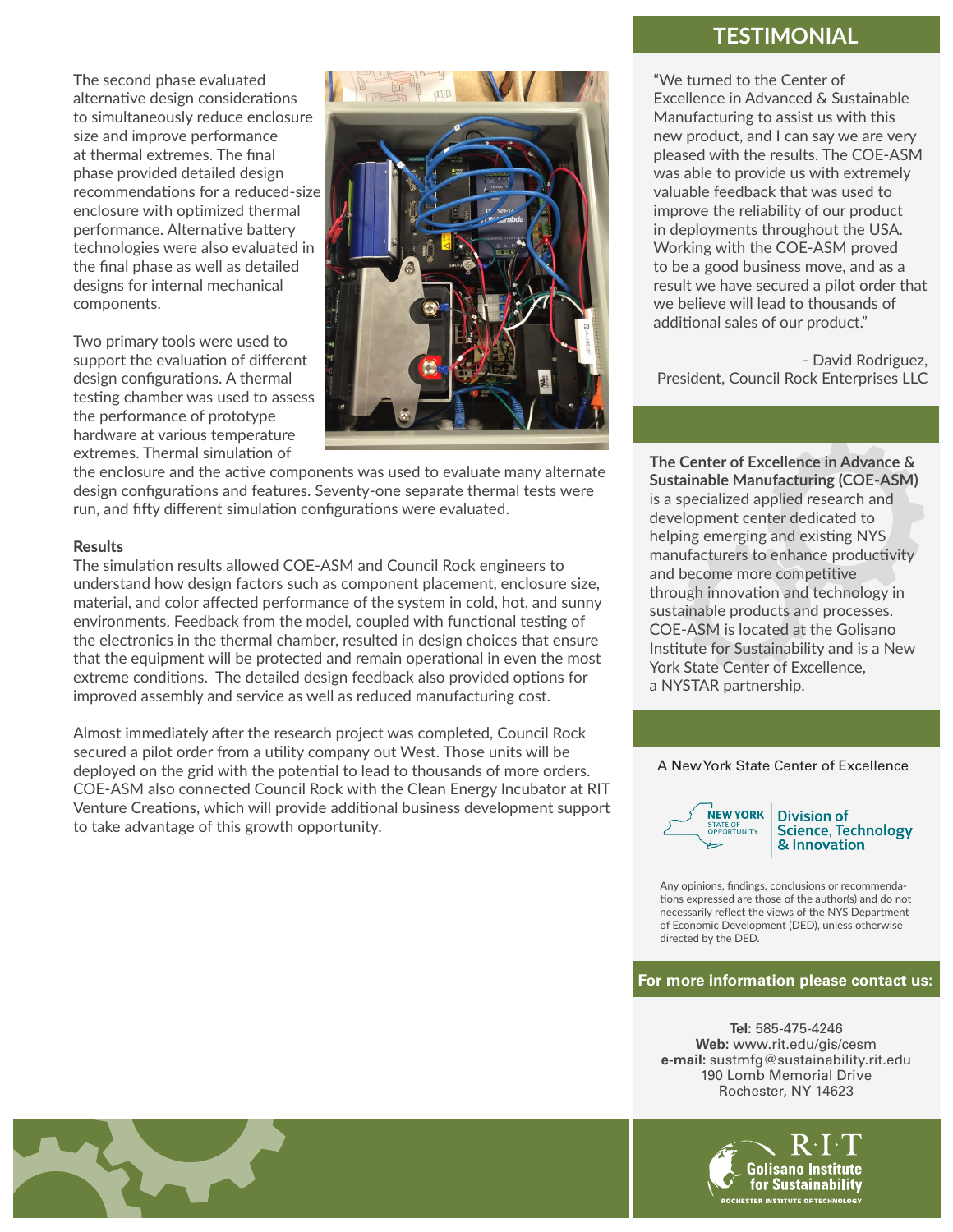The second phase evaluated alternative design considerations to simultaneously reduce enclosure size and improve performance at thermal extremes. The final phase provided detailed design recommendations for a reduced-size enclosure with optimized thermal performance. Alternative battery technologies were also evaluated in the final phase as well as detailed designs for internal mechanical components.

Two primary tools were used to support the evaluation of different design configurations. A thermal testing chamber was used to assess the performance of prototype hardware at various temperature extremes. Thermal simulation of the enclosure and the active components was used to evaluate many alternate design configurations and features. Seventy-one separate thermal tests were run, and fifty different simulation configurations were evaluated.

**Results**

The simulation results allowed COE-ASM and Council Rock engineers to understand how design factors such as component placement, enclosure size, material, and color affected performance of the system in cold, hot, and sunny environments. Feedback from the model, coupled with functional testing of the electronics in the thermal chamber, resulted in design choices that ensure that the equipment will be protected and remain operational in even the most extreme conditions. The detailed design feedback also provided options for improved assembly and service as well as reduced manufacturing cost.

Almost immediately after the research project was completed, Council Rock secured a pilot order from a utility company out West. Those units will be deployed on the grid with the potential to lead to thousands of more orders. COE-ASM also connected Council Rock with the Clean Energy Incubator at RIT Venture Creations, which will provide additional business development support to take advantage of this growth opportunity.

## TESTIMONIAL

"We turned to the Center of Excellence in Advanced & Sustainable Manufacturing to assist us with this new product, and I can say we are very pleased with the results. The COE-ASM was able to provide us with extremely valuable feedback that was used to improve the reliability of our product in deployments throughout the USA. Working with the COE-ASM proved to be a good business move, and as a result we have secured a pilot order that we believe will lead to thousands of additional sales of our product."

- David Rodriguez, President, Council Rock Enterprises LLC

**The Center of Excellence in Advance & Sustainable Manufacturing (COE-ASM)** is a specialized applied research and development center dedicated to helping emerging and existing NYS manufacturers to enhance productivity and become more competitive through innovation and technology in sustainable products and processes. COE-ASM is located at the Golisano Institute for Sustainability and is a New York State Center of Excellence, a NYSTAR partnership.

A New York State Center of Excellence

NEW YORK STATE OF OPPORTUNITY | Division of Science, Technology & Innovation

Any opinions, findings, conclusions or recommendations expressed are those of the author(s) and do not necessarily reflect the views of the NYS Department of Economic Development (DED), unless otherwise directed by the DED.

**For more information please contact us:**

**Tel:** 585-475-4246
**Web:** www.rit.edu/gis/cesm
**e-mail:** sustmfg@sustainability.rit.edu
190 Lomb Memorial Drive
Rochester, NY 14623

R·I·T Golisano Institute for Sustainability
ROCHESTER INSTITUTE OF TECHNOLOGY